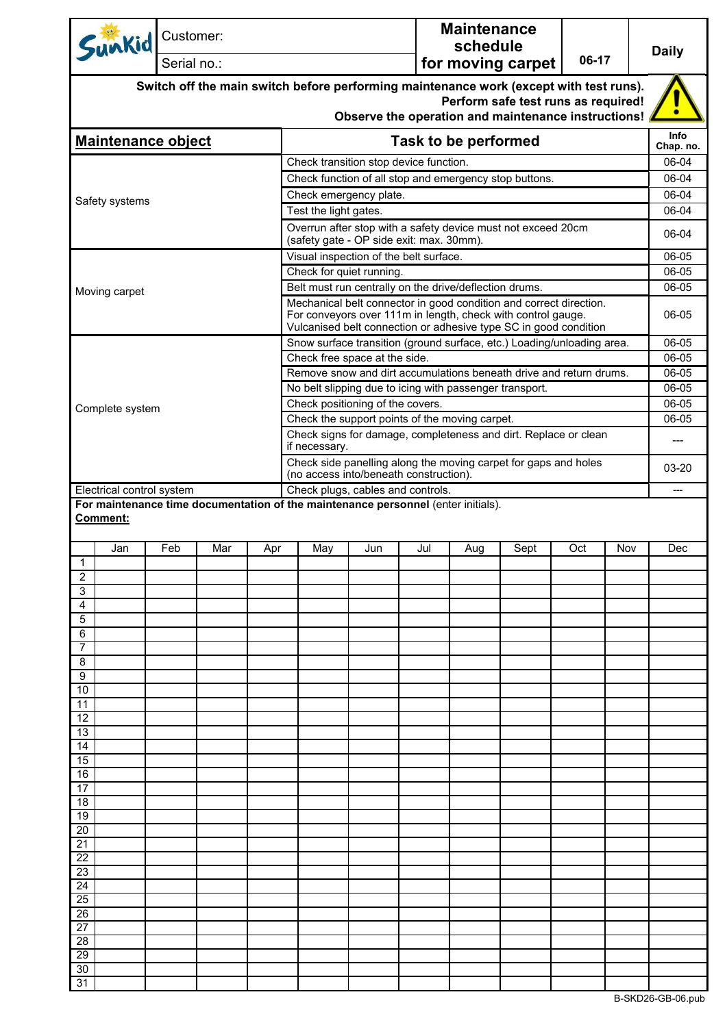| Sunkid | Customer: | Maintenance schedule for moving carpet | 06-17 | Daily |
|---|---|---|---|---|
| | Serial no.: | | | |

**Switch off the main switch before performing maintenance work (except with test runs).**
**Perform safe test runs as required!**
**Observe the operation and maintenance instructions!**

| Maintenance object | Task to be performed | Info Chap. no. |
|---|---|---|
| Safety systems | Check transition stop device function. | 06-04 |
| | Check function of all stop and emergency stop buttons. | 06-04 |
| | Check emergency plate. | 06-04 |
| | Test the light gates. | 06-04 |
| | Overrun after stop with a safety device must not exceed 20cm (safety gate - OP side exit: max. 30mm). | 06-04 |
| Moving carpet | Visual inspection of the belt surface. | 06-05 |
| | Check for quiet running. | 06-05 |
| | Belt must run centrally on the drive/deflection drums. | 06-05 |
| | Mechanical belt connector in good condition and correct direction. For conveyors over 111m in length, check with control gauge. Vulcanised belt connection or adhesive type SC in good condition | 06-05 |
| Complete system | Snow surface transition (ground surface, etc.) Loading/unloading area. | 06-05 |
| | Check free space at the side. | 06-05 |
| | Remove snow and dirt accumulations beneath drive and return drums. | 06-05 |
| | No belt slipping due to icing with passenger transport. | 06-05 |
| | Check positioning of the covers. | 06-05 |
| | Check the support points of the moving carpet. | 06-05 |
| | Check signs for damage, completeness and dirt. Replace or clean if necessary. | --- |
| | Check side panelling along the moving carpet for gaps and holes (no access into/beneath construction). | 03-20 |
| Electrical control system | Check plugs, cables and controls. | --- |

**For maintenance time documentation of the maintenance personnel** (enter initials).

**Comment:**

| | Jan | Feb | Mar | Apr | May | Jun | Jul | Aug | Sept | Oct | Nov | Dec |
|---|---|---|---|---|---|---|---|---|---|---|---|---|
| 1 | | | | | | | | | | | | |
| 2 | | | | | | | | | | | | |
| 3 | | | | | | | | | | | | |
| 4 | | | | | | | | | | | | |
| 5 | | | | | | | | | | | | |
| 6 | | | | | | | | | | | | |
| 7 | | | | | | | | | | | | |
| 8 | | | | | | | | | | | | |
| 9 | | | | | | | | | | | | |
| 10 | | | | | | | | | | | | |
| 11 | | | | | | | | | | | | |
| 12 | | | | | | | | | | | | |
| 13 | | | | | | | | | | | | |
| 14 | | | | | | | | | | | | |
| 15 | | | | | | | | | | | | |
| 16 | | | | | | | | | | | | |
| 17 | | | | | | | | | | | | |
| 18 | | | | | | | | | | | | |
| 19 | | | | | | | | | | | | |
| 20 | | | | | | | | | | | | |
| 21 | | | | | | | | | | | | |
| 22 | | | | | | | | | | | | |
| 23 | | | | | | | | | | | | |
| 24 | | | | | | | | | | | | |
| 25 | | | | | | | | | | | | |
| 26 | | | | | | | | | | | | |
| 27 | | | | | | | | | | | | |
| 28 | | | | | | | | | | | | |
| 29 | | | | | | | | | | | | |
| 30 | | | | | | | | | | | | |
| 31 | | | | | | | | | | | | |

B-SKD26-GB-06.pub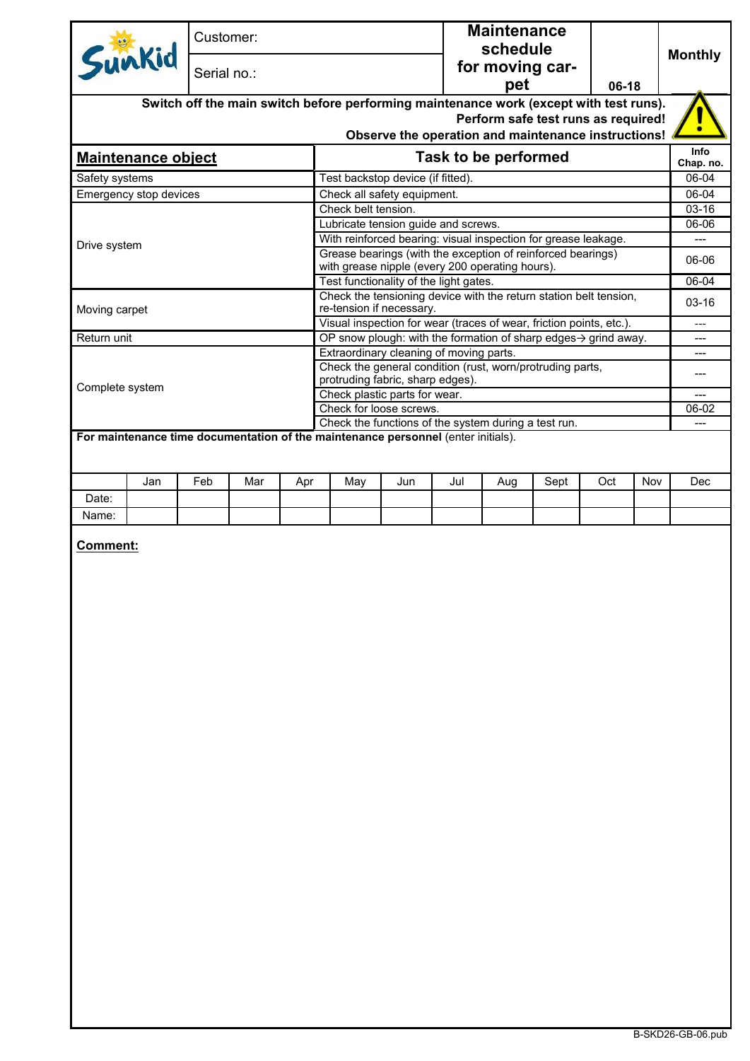| Sunkid | Customer: | Maintenance schedule for moving carpet | 06-18 | Monthly |
|---|---|---|---|---|
| | Serial no.: | | | |

**Switch off the main switch before performing maintenance work (except with test runs).**
**Perform safe test runs as required!**
**Observe the operation and maintenance instructions!**

| Maintenance object | Task to be performed | Info Chap. no. |
|---|---|---|
| Safety systems | Test backstop device (if fitted). | 06-04 |
| Emergency stop devices | Check all safety equipment. | 06-04 |
| Drive system | Check belt tension. | 03-16 |
| | Lubricate tension guide and screws. | 06-06 |
| | With reinforced bearing: visual inspection for grease leakage. | --- |
| | Grease bearings (with the exception of reinforced bearings) with grease nipple (every 200 operating hours). | 06-06 |
| | Test functionality of the light gates. | 06-04 |
| Moving carpet | Check the tensioning device with the return station belt tension, re-tension if necessary. | 03-16 |
| | Visual inspection for wear (traces of wear, friction points, etc.). | --- |
| Return unit | OP snow plough: with the formation of sharp edges→ grind away. | --- |
| Complete system | Extraordinary cleaning of moving parts. | --- |
| | Check the general condition (rust, worn/protruding parts, protruding fabric, sharp edges). | --- |
| | Check plastic parts for wear. | --- |
| | Check for loose screws. | 06-02 |
| | Check the functions of the system during a test run. | --- |

**For maintenance time documentation of the maintenance personnel** (enter initials).

| | Jan | Feb | Mar | Apr | May | Jun | Jul | Aug | Sept | Oct | Nov | Dec |
|---|---|---|---|---|---|---|---|---|---|---|---|---|
| Date: | | | | | | | | | | | | |
| Name: | | | | | | | | | | | | |

**Comment:**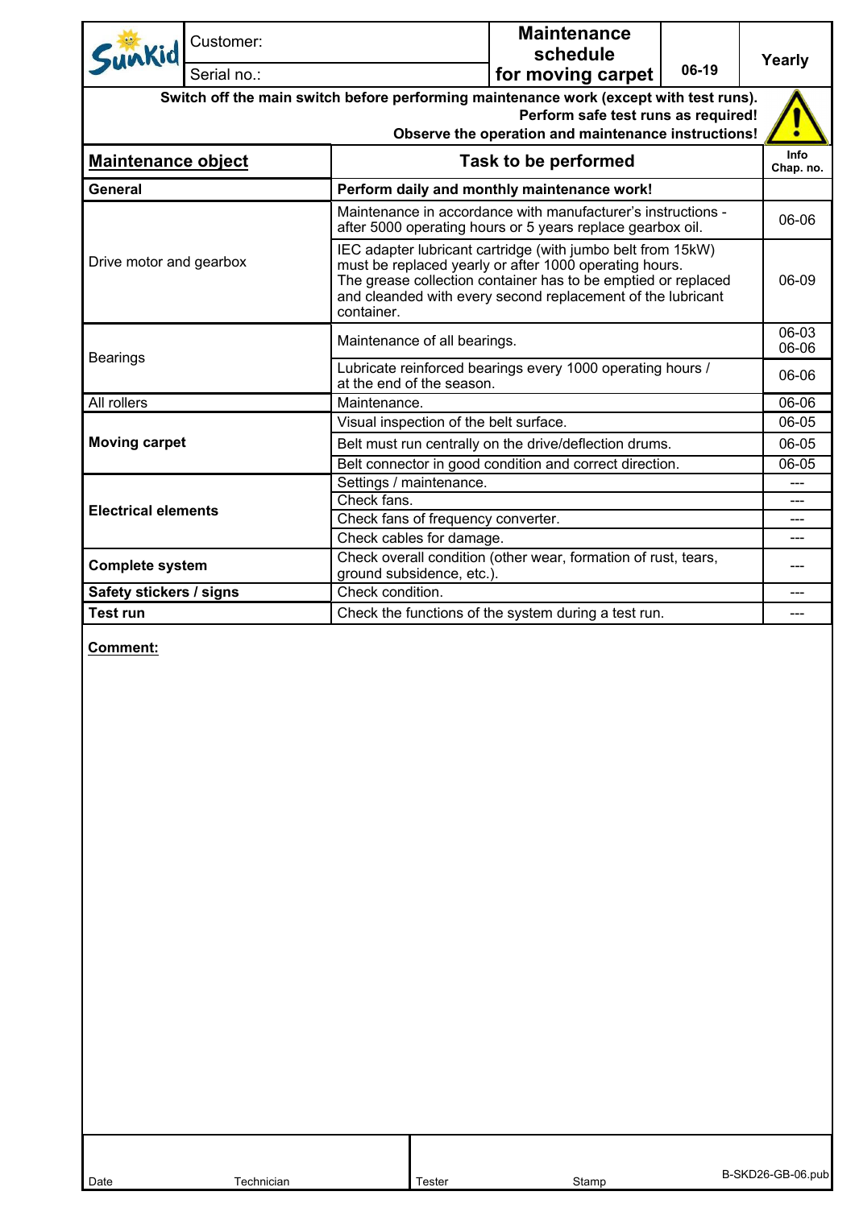| | | | | |
|---|---|---|---|---|
| Sunkid | Customer: | **Maintenance schedule for moving carpet** | **06-19** | **Yearly** |
| | Serial no.: | | | |

**Switch off the main switch before performing maintenance work (except with test runs). Perform safe test runs as required! Observe the operation and maintenance instructions!**

| **Maintenance object** | **Task to be performed** | **Info Chap. no.** |
|---|---|---|
| **General** | **Perform daily and monthly maintenance work!** | |
| Drive motor and gearbox | Maintenance in accordance with manufacturer's instructions - after 5000 operating hours or 5 years replace gearbox oil. | 06-06 |
| | IEC adapter lubricant cartridge (with jumbo belt from 15kW) must be replaced yearly or after 1000 operating hours. The grease collection container has to be emptied or replaced and cleanded with every second replacement of the lubricant container. | 06-09 |
| Bearings | Maintenance of all bearings. | 06-03 06-06 |
| | Lubricate reinforced bearings every 1000 operating hours / at the end of the season. | 06-06 |
| All rollers | Maintenance. | 06-06 |
| **Moving carpet** | Visual inspection of the belt surface. | 06-05 |
| | Belt must run centrally on the drive/deflection drums. | 06-05 |
| | Belt connector in good condition and correct direction. | 06-05 |
| **Electrical elements** | Settings / maintenance. | --- |
| | Check fans. | --- |
| | Check fans of frequency converter. | --- |
| | Check cables for damage. | --- |
| **Complete system** | Check overall condition (other wear, formation of rust, tears, ground subsidence, etc.). | --- |
| **Safety stickers / signs** | Check condition. | --- |
| **Test run** | Check the functions of the system during a test run. | --- |

**Comment:**

| | | | |
|---|---|---|---|
| Date | Technician | Tester | Stamp |

B-SKD26-GB-06.pub